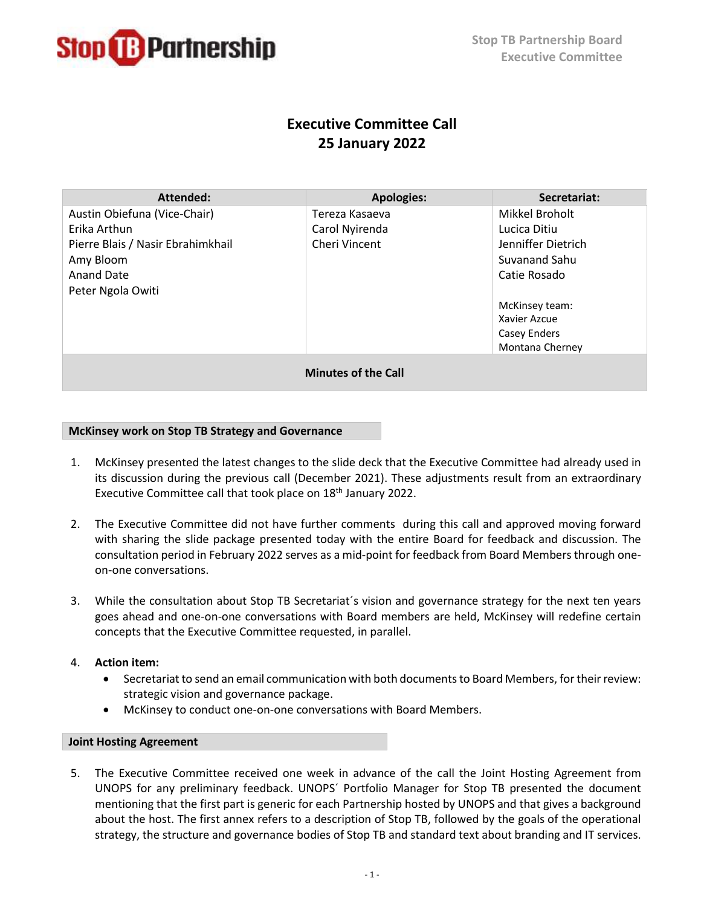Stop TB Partnership Board
Executive Committee

# Executive Committee Call
# 25 January 2022

| Attended: | Apologies: | Secretariat: |
|---|---|---|
| Austin Obiefuna (Vice-Chair)<br>Erika Arthun<br>Pierre Blais / Nasir Ebrahimkhail<br>Amy Bloom<br>Anand Date<br>Peter Ngola Owiti | Tereza Kasaeva<br>Carol Nyirenda<br>Cheri Vincent | Mikkel Broholt<br>Lucica Ditiu<br>Jenniffer Dietrich<br>Suvanand Sahu<br>Catie Rosado<br><br>McKinsey team:<br>Xavier Azcue<br>Casey Enders<br>Montana Cherney |

**Minutes of the Call**

## McKinsey work on Stop TB Strategy and Governance

1. McKinsey presented the latest changes to the slide deck that the Executive Committee had already used in its discussion during the previous call (December 2021). These adjustments result from an extraordinary Executive Committee call that took place on 18th January 2022.

2. The Executive Committee did not have further comments during this call and approved moving forward with sharing the slide package presented today with the entire Board for feedback and discussion. The consultation period in February 2022 serves as a mid-point for feedback from Board Members through one-on-one conversations.

3. While the consultation about Stop TB Secretariat´s vision and governance strategy for the next ten years goes ahead and one-on-one conversations with Board members are held, McKinsey will redefine certain concepts that the Executive Committee requested, in parallel.

4. **Action item:**
   - Secretariat to send an email communication with both documents to Board Members, for their review: strategic vision and governance package.
   - McKinsey to conduct one-on-one conversations with Board Members.

## Joint Hosting Agreement

5. The Executive Committee received one week in advance of the call the Joint Hosting Agreement from UNOPS for any preliminary feedback. UNOPS´ Portfolio Manager for Stop TB presented the document mentioning that the first part is generic for each Partnership hosted by UNOPS and that gives a background about the host. The first annex refers to a description of Stop TB, followed by the goals of the operational strategy, the structure and governance bodies of Stop TB and standard text about branding and IT services.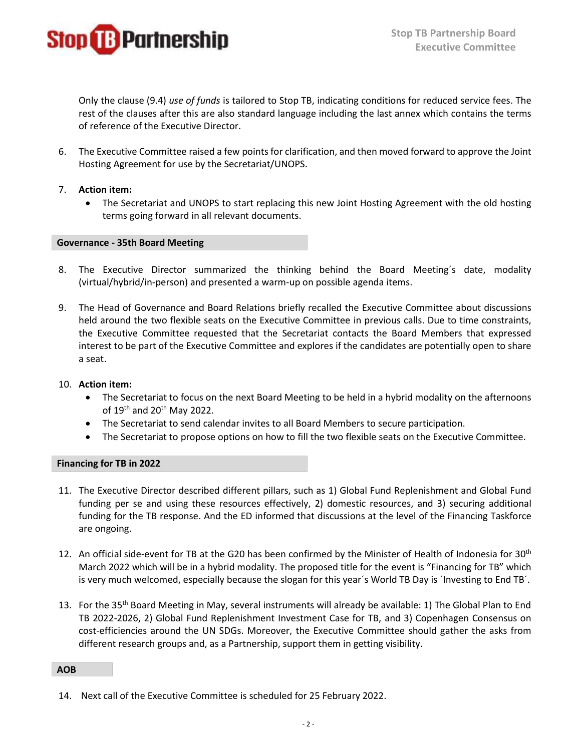Only the clause (9.4) *use of funds* is tailored to Stop TB, indicating conditions for reduced service fees. The rest of the clauses after this are also standard language including the last annex which contains the terms of reference of the Executive Director.

6. The Executive Committee raised a few points for clarification, and then moved forward to approve the Joint Hosting Agreement for use by the Secretariat/UNOPS.

7. **Action item:**
   - The Secretariat and UNOPS to start replacing this new Joint Hosting Agreement with the old hosting terms going forward in all relevant documents.

**Governance - 35th Board Meeting**

8. The Executive Director summarized the thinking behind the Board Meeting´s date, modality (virtual/hybrid/in-person) and presented a warm-up on possible agenda items.

9. The Head of Governance and Board Relations briefly recalled the Executive Committee about discussions held around the two flexible seats on the Executive Committee in previous calls. Due to time constraints, the Executive Committee requested that the Secretariat contacts the Board Members that expressed interest to be part of the Executive Committee and explores if the candidates are potentially open to share a seat.

10. **Action item:**
    - The Secretariat to focus on the next Board Meeting to be held in a hybrid modality on the afternoons of 19th and 20th May 2022.
    - The Secretariat to send calendar invites to all Board Members to secure participation.
    - The Secretariat to propose options on how to fill the two flexible seats on the Executive Committee.

**Financing for TB in 2022**

11. The Executive Director described different pillars, such as 1) Global Fund Replenishment and Global Fund funding per se and using these resources effectively, 2) domestic resources, and 3) securing additional funding for the TB response. And the ED informed that discussions at the level of the Financing Taskforce are ongoing.

12. An official side-event for TB at the G20 has been confirmed by the Minister of Health of Indonesia for 30th March 2022 which will be in a hybrid modality. The proposed title for the event is "Financing for TB" which is very much welcomed, especially because the slogan for this year´s World TB Day is ´Investing to End TB´.

13. For the 35th Board Meeting in May, several instruments will already be available: 1) The Global Plan to End TB 2022-2026, 2) Global Fund Replenishment Investment Case for TB, and 3) Copenhagen Consensus on cost-efficiencies around the UN SDGs. Moreover, the Executive Committee should gather the asks from different research groups and, as a Partnership, support them in getting visibility.

**AOB**

14. Next call of the Executive Committee is scheduled for 25 February 2022.